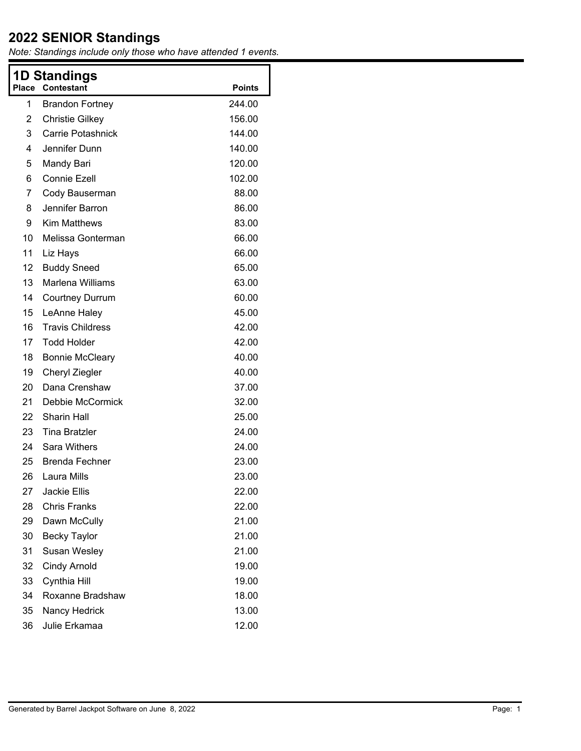# 2022 SENIOR Standings

*Note: Standings include only those who have attended 1 events.*

## 1D Standings

| Place | Contestant | Points |
|---|---|---|
| 1 | Brandon Fortney | 244.00 |
| 2 | Christie Gilkey | 156.00 |
| 3 | Carrie Potashnick | 144.00 |
| 4 | Jennifer Dunn | 140.00 |
| 5 | Mandy Bari | 120.00 |
| 6 | Connie Ezell | 102.00 |
| 7 | Cody Bauserman | 88.00 |
| 8 | Jennifer Barron | 86.00 |
| 9 | Kim Matthews | 83.00 |
| 10 | Melissa Gonterman | 66.00 |
| 11 | Liz Hays | 66.00 |
| 12 | Buddy Sneed | 65.00 |
| 13 | Marlena Williams | 63.00 |
| 14 | Courtney Durrum | 60.00 |
| 15 | LeAnne Haley | 45.00 |
| 16 | Travis Childress | 42.00 |
| 17 | Todd Holder | 42.00 |
| 18 | Bonnie McCleary | 40.00 |
| 19 | Cheryl Ziegler | 40.00 |
| 20 | Dana Crenshaw | 37.00 |
| 21 | Debbie McCormick | 32.00 |
| 22 | Sharin Hall | 25.00 |
| 23 | Tina Bratzler | 24.00 |
| 24 | Sara Withers | 24.00 |
| 25 | Brenda Fechner | 23.00 |
| 26 | Laura Mills | 23.00 |
| 27 | Jackie Ellis | 22.00 |
| 28 | Chris Franks | 22.00 |
| 29 | Dawn McCully | 21.00 |
| 30 | Becky Taylor | 21.00 |
| 31 | Susan Wesley | 21.00 |
| 32 | Cindy Arnold | 19.00 |
| 33 | Cynthia Hill | 19.00 |
| 34 | Roxanne Bradshaw | 18.00 |
| 35 | Nancy Hedrick | 13.00 |
| 36 | Julie Erkamaa | 12.00 |

Generated by Barrel Jackpot Software on June 8, 2022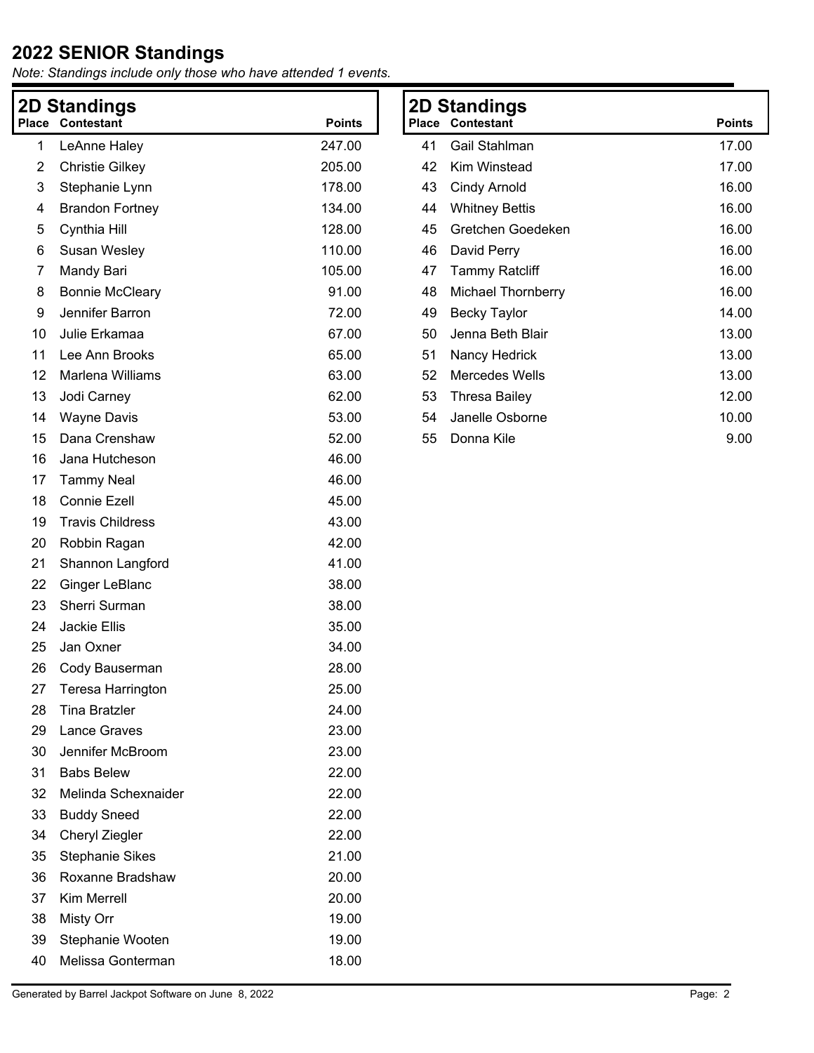## 2022 SENIOR Standings

*Note: Standings include only those who have attended 1 events.*

### 2D Standings

| Place | Contestant | Points |
|---|---|---|
| 1 | LeAnne Haley | 247.00 |
| 2 | Christie Gilkey | 205.00 |
| 3 | Stephanie Lynn | 178.00 |
| 4 | Brandon Fortney | 134.00 |
| 5 | Cynthia Hill | 128.00 |
| 6 | Susan Wesley | 110.00 |
| 7 | Mandy Bari | 105.00 |
| 8 | Bonnie McCleary | 91.00 |
| 9 | Jennifer Barron | 72.00 |
| 10 | Julie Erkamaa | 67.00 |
| 11 | Lee Ann Brooks | 65.00 |
| 12 | Marlena Williams | 63.00 |
| 13 | Jodi Carney | 62.00 |
| 14 | Wayne Davis | 53.00 |
| 15 | Dana Crenshaw | 52.00 |
| 16 | Jana Hutcheson | 46.00 |
| 17 | Tammy Neal | 46.00 |
| 18 | Connie Ezell | 45.00 |
| 19 | Travis Childress | 43.00 |
| 20 | Robbin Ragan | 42.00 |
| 21 | Shannon Langford | 41.00 |
| 22 | Ginger LeBlanc | 38.00 |
| 23 | Sherri Surman | 38.00 |
| 24 | Jackie Ellis | 35.00 |
| 25 | Jan Oxner | 34.00 |
| 26 | Cody Bauserman | 28.00 |
| 27 | Teresa Harrington | 25.00 |
| 28 | Tina Bratzler | 24.00 |
| 29 | Lance Graves | 23.00 |
| 30 | Jennifer McBroom | 23.00 |
| 31 | Babs Belew | 22.00 |
| 32 | Melinda Schexnaider | 22.00 |
| 33 | Buddy Sneed | 22.00 |
| 34 | Cheryl Ziegler | 22.00 |
| 35 | Stephanie Sikes | 21.00 |
| 36 | Roxanne Bradshaw | 20.00 |
| 37 | Kim Merrell | 20.00 |
| 38 | Misty Orr | 19.00 |
| 39 | Stephanie Wooten | 19.00 |
| 40 | Melissa Gonterman | 18.00 |
| 41 | Gail Stahlman | 17.00 |
| 42 | Kim Winstead | 17.00 |
| 43 | Cindy Arnold | 16.00 |
| 44 | Whitney Bettis | 16.00 |
| 45 | Gretchen Goedeken | 16.00 |
| 46 | David Perry | 16.00 |
| 47 | Tammy Ratcliff | 16.00 |
| 48 | Michael Thornberry | 16.00 |
| 49 | Becky Taylor | 14.00 |
| 50 | Jenna Beth Blair | 13.00 |
| 51 | Nancy Hedrick | 13.00 |
| 52 | Mercedes Wells | 13.00 |
| 53 | Thresa Bailey | 12.00 |
| 54 | Janelle Osborne | 10.00 |
| 55 | Donna Kile | 9.00 |

Generated by Barrel Jackpot Software on June 8, 2022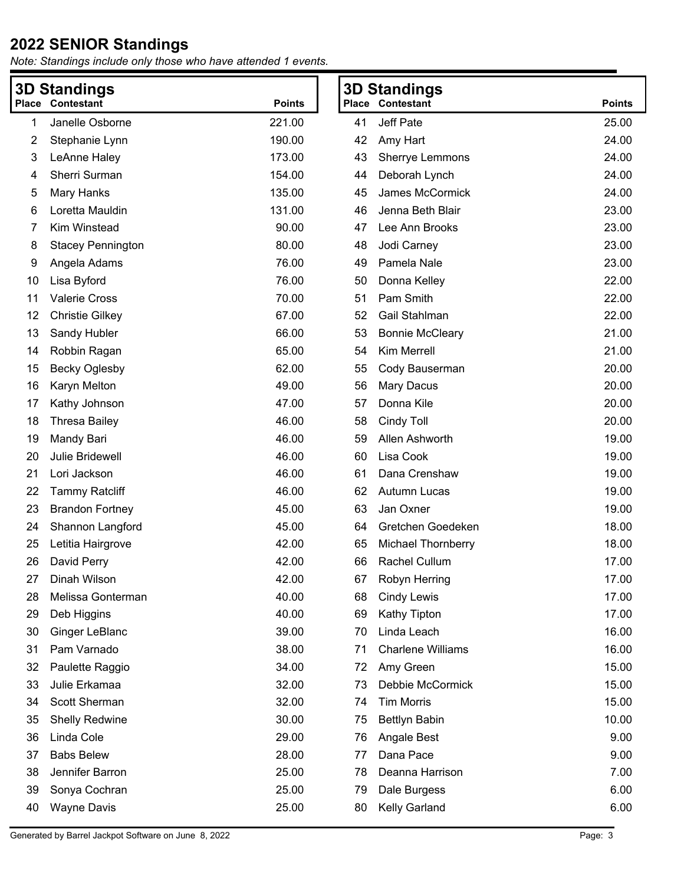# 2022 SENIOR Standings

*Note: Standings include only those who have attended 1 events.*

## 3D Standings

| Place | Contestant | Points |
|---|---|---|
| 1 | Janelle Osborne | 221.00 |
| 2 | Stephanie Lynn | 190.00 |
| 3 | LeAnne Haley | 173.00 |
| 4 | Sherri Surman | 154.00 |
| 5 | Mary Hanks | 135.00 |
| 6 | Loretta Mauldin | 131.00 |
| 7 | Kim Winstead | 90.00 |
| 8 | Stacey Pennington | 80.00 |
| 9 | Angela Adams | 76.00 |
| 10 | Lisa Byford | 76.00 |
| 11 | Valerie Cross | 70.00 |
| 12 | Christie Gilkey | 67.00 |
| 13 | Sandy Hubler | 66.00 |
| 14 | Robbin Ragan | 65.00 |
| 15 | Becky Oglesby | 62.00 |
| 16 | Karyn Melton | 49.00 |
| 17 | Kathy Johnson | 47.00 |
| 18 | Thresa Bailey | 46.00 |
| 19 | Mandy Bari | 46.00 |
| 20 | Julie Bridewell | 46.00 |
| 21 | Lori Jackson | 46.00 |
| 22 | Tammy Ratcliff | 46.00 |
| 23 | Brandon Fortney | 45.00 |
| 24 | Shannon Langford | 45.00 |
| 25 | Letitia Hairgrove | 42.00 |
| 26 | David Perry | 42.00 |
| 27 | Dinah Wilson | 42.00 |
| 28 | Melissa Gonterman | 40.00 |
| 29 | Deb Higgins | 40.00 |
| 30 | Ginger LeBlanc | 39.00 |
| 31 | Pam Varnado | 38.00 |
| 32 | Paulette Raggio | 34.00 |
| 33 | Julie Erkamaa | 32.00 |
| 34 | Scott Sherman | 32.00 |
| 35 | Shelly Redwine | 30.00 |
| 36 | Linda Cole | 29.00 |
| 37 | Babs Belew | 28.00 |
| 38 | Jennifer Barron | 25.00 |
| 39 | Sonya Cochran | 25.00 |
| 40 | Wayne Davis | 25.00 |
| 41 | Jeff Pate | 25.00 |
| 42 | Amy Hart | 24.00 |
| 43 | Sherrye Lemmons | 24.00 |
| 44 | Deborah Lynch | 24.00 |
| 45 | James McCormick | 24.00 |
| 46 | Jenna Beth Blair | 23.00 |
| 47 | Lee Ann Brooks | 23.00 |
| 48 | Jodi Carney | 23.00 |
| 49 | Pamela Nale | 23.00 |
| 50 | Donna Kelley | 22.00 |
| 51 | Pam Smith | 22.00 |
| 52 | Gail Stahlman | 22.00 |
| 53 | Bonnie McCleary | 21.00 |
| 54 | Kim Merrell | 21.00 |
| 55 | Cody Bauserman | 20.00 |
| 56 | Mary Dacus | 20.00 |
| 57 | Donna Kile | 20.00 |
| 58 | Cindy Toll | 20.00 |
| 59 | Allen Ashworth | 19.00 |
| 60 | Lisa Cook | 19.00 |
| 61 | Dana Crenshaw | 19.00 |
| 62 | Autumn Lucas | 19.00 |
| 63 | Jan Oxner | 19.00 |
| 64 | Gretchen Goedeken | 18.00 |
| 65 | Michael Thornberry | 18.00 |
| 66 | Rachel Cullum | 17.00 |
| 67 | Robyn Herring | 17.00 |
| 68 | Cindy Lewis | 17.00 |
| 69 | Kathy Tipton | 17.00 |
| 70 | Linda Leach | 16.00 |
| 71 | Charlene Williams | 16.00 |
| 72 | Amy Green | 15.00 |
| 73 | Debbie McCormick | 15.00 |
| 74 | Tim Morris | 15.00 |
| 75 | Bettlyn Babin | 10.00 |
| 76 | Angale Best | 9.00 |
| 77 | Dana Pace | 9.00 |
| 78 | Deanna Harrison | 7.00 |
| 79 | Dale Burgess | 6.00 |
| 80 | Kelly Garland | 6.00 |

Generated by Barrel Jackpot Software on June 8, 2022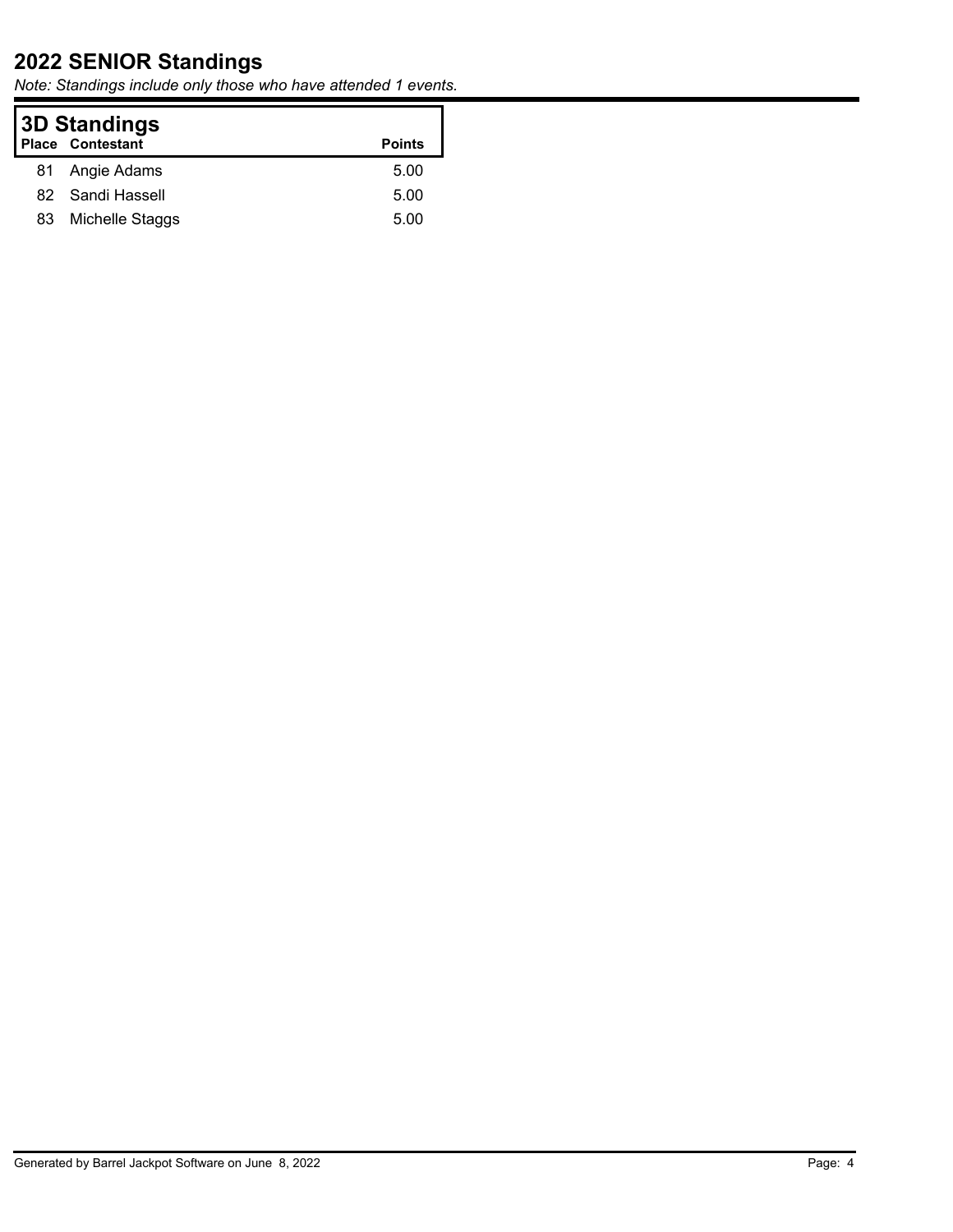# 2022 SENIOR Standings

*Note: Standings include only those who have attended 1 events.*

## 3D Standings

| Place | Contestant | Points |
|---|---|---|
| 81 | Angie Adams | 5.00 |
| 82 | Sandi Hassell | 5.00 |
| 83 | Michelle Staggs | 5.00 |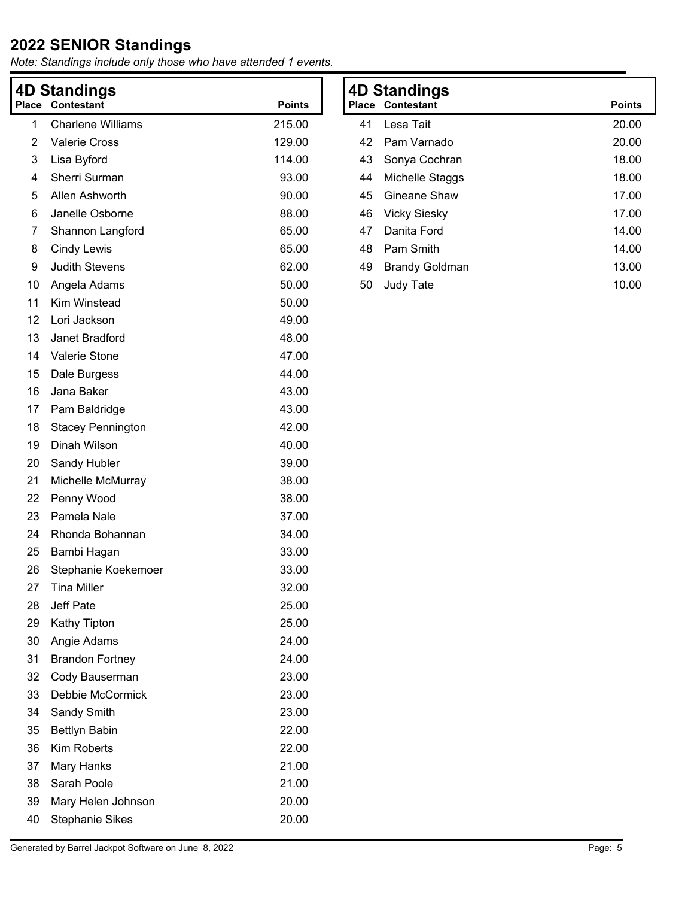# 2022 SENIOR Standings

*Note: Standings include only those who have attended 1 events.*

## 4D Standings

| Place | Contestant | Points |
|---|---|---|
| 1 | Charlene Williams | 215.00 |
| 2 | Valerie Cross | 129.00 |
| 3 | Lisa Byford | 114.00 |
| 4 | Sherri Surman | 93.00 |
| 5 | Allen Ashworth | 90.00 |
| 6 | Janelle Osborne | 88.00 |
| 7 | Shannon Langford | 65.00 |
| 8 | Cindy Lewis | 65.00 |
| 9 | Judith Stevens | 62.00 |
| 10 | Angela Adams | 50.00 |
| 11 | Kim Winstead | 50.00 |
| 12 | Lori Jackson | 49.00 |
| 13 | Janet Bradford | 48.00 |
| 14 | Valerie Stone | 47.00 |
| 15 | Dale Burgess | 44.00 |
| 16 | Jana Baker | 43.00 |
| 17 | Pam Baldridge | 43.00 |
| 18 | Stacey Pennington | 42.00 |
| 19 | Dinah Wilson | 40.00 |
| 20 | Sandy Hubler | 39.00 |
| 21 | Michelle McMurray | 38.00 |
| 22 | Penny Wood | 38.00 |
| 23 | Pamela Nale | 37.00 |
| 24 | Rhonda Bohannan | 34.00 |
| 25 | Bambi Hagan | 33.00 |
| 26 | Stephanie Koekemoer | 33.00 |
| 27 | Tina Miller | 32.00 |
| 28 | Jeff Pate | 25.00 |
| 29 | Kathy Tipton | 25.00 |
| 30 | Angie Adams | 24.00 |
| 31 | Brandon Fortney | 24.00 |
| 32 | Cody Bauserman | 23.00 |
| 33 | Debbie McCormick | 23.00 |
| 34 | Sandy Smith | 23.00 |
| 35 | Bettlyn Babin | 22.00 |
| 36 | Kim Roberts | 22.00 |
| 37 | Mary Hanks | 21.00 |
| 38 | Sarah Poole | 21.00 |
| 39 | Mary Helen Johnson | 20.00 |
| 40 | Stephanie Sikes | 20.00 |
| 41 | Lesa Tait | 20.00 |
| 42 | Pam Varnado | 20.00 |
| 43 | Sonya Cochran | 18.00 |
| 44 | Michelle Staggs | 18.00 |
| 45 | Gineane Shaw | 17.00 |
| 46 | Vicky Siesky | 17.00 |
| 47 | Danita Ford | 14.00 |
| 48 | Pam Smith | 14.00 |
| 49 | Brandy Goldman | 13.00 |
| 50 | Judy Tate | 10.00 |

Generated by Barrel Jackpot Software on June 8, 2022